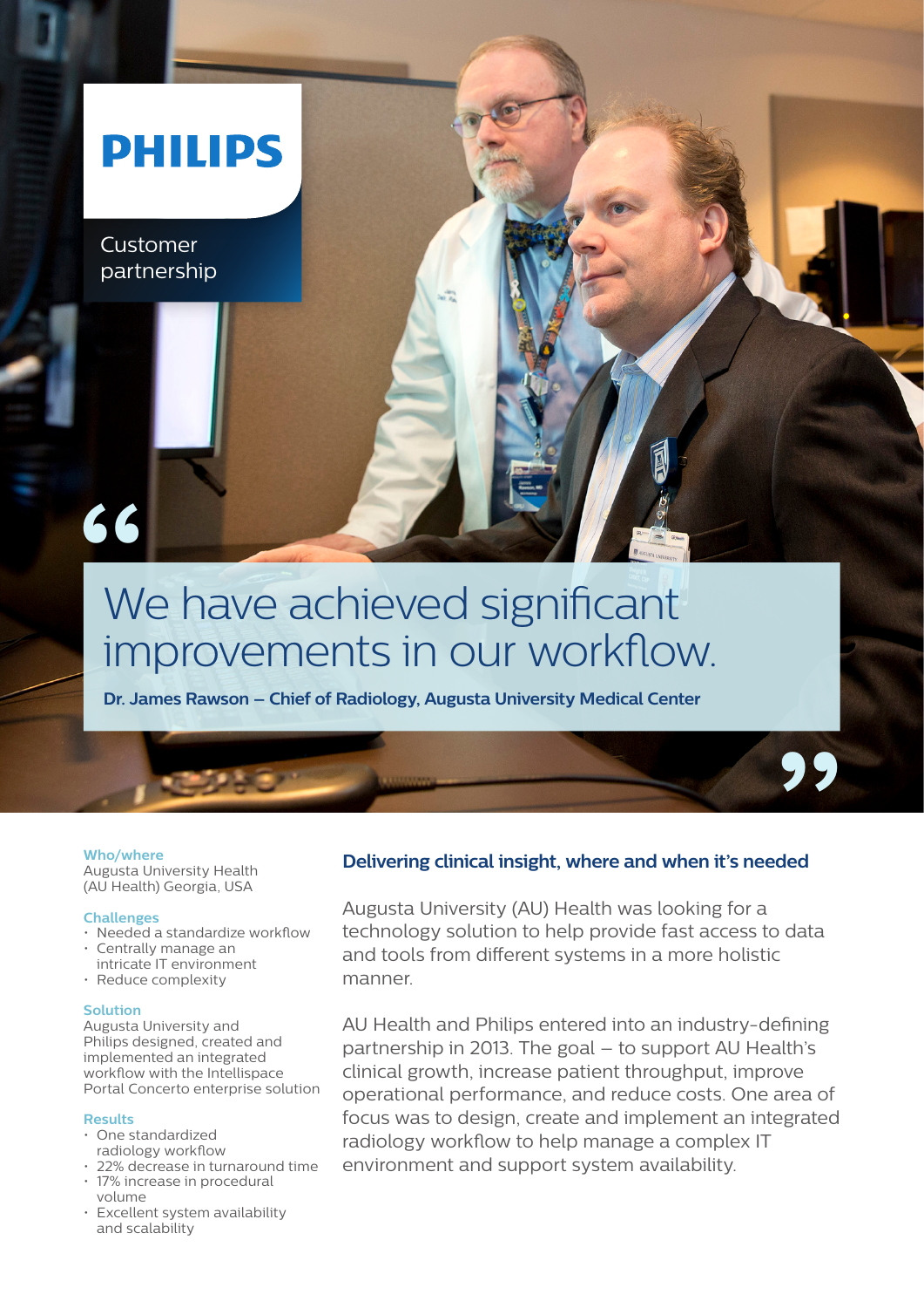**PHILIPS**

Customer partnership

> We have achieved significant improvements in our workflow.
>
> **Dr. James Rawson – Chief of Radiology, Augusta University Medical Center**

### Who/where

Augusta University Health (AU Health) Georgia, USA

### Challenges

- Needed a standardize workflow
- Centrally manage an intricate IT environment
- Reduce complexity

### Solution

Augusta University and Philips designed, created and implemented an integrated workflow with the Intellispace Portal Concerto enterprise solution

### Results

- One standardized radiology workflow
- 22% decrease in turnaround time
- 17% increase in procedural volume
- Excellent system availability and scalability

## Delivering clinical insight, where and when it's needed

Augusta University (AU) Health was looking for a technology solution to help provide fast access to data and tools from different systems in a more holistic manner.

AU Health and Philips entered into an industry-defining partnership in 2013. The goal – to support AU Health's clinical growth, increase patient throughput, improve operational performance, and reduce costs. One area of focus was to design, create and implement an integrated radiology workflow to help manage a complex IT environment and support system availability.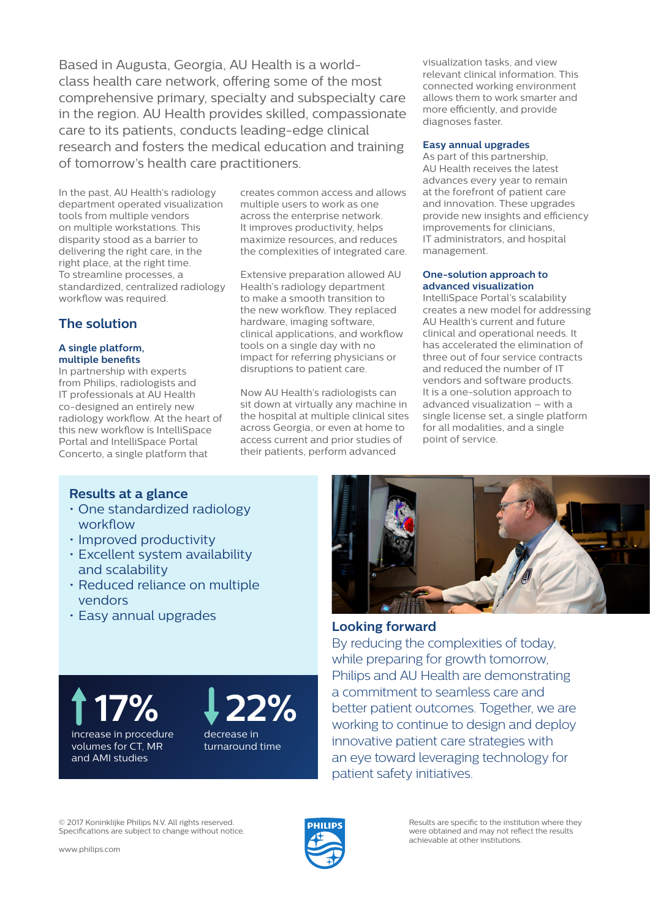Based in Augusta, Georgia, AU Health is a world-class health care network, offering some of the most comprehensive primary, specialty and subspecialty care in the region. AU Health provides skilled, compassionate care to its patients, conducts leading-edge clinical research and fosters the medical education and training of tomorrow's health care practitioners.

In the past, AU Health's radiology department operated visualization tools from multiple vendors on multiple workstations. This disparity stood as a barrier to delivering the right care, in the right place, at the right time. To streamline processes, a standardized, centralized radiology workflow was required.

## The solution

### A single platform, multiple benefits

In partnership with experts from Philips, radiologists and IT professionals at AU Health co-designed an entirely new radiology workflow. At the heart of this new workflow is IntelliSpace Portal and IntelliSpace Portal Concerto, a single platform that creates common access and allows multiple users to work as one across the enterprise network. It improves productivity, helps maximize resources, and reduces the complexities of integrated care.

Extensive preparation allowed AU Health's radiology department to make a smooth transition to the new workflow. They replaced hardware, imaging software, clinical applications, and workflow tools on a single day with no impact for referring physicians or disruptions to patient care.

Now AU Health's radiologists can sit down at virtually any machine in the hospital at multiple clinical sites across Georgia, or even at home to access current and prior studies of their patients, perform advanced visualization tasks, and view relevant clinical information. This connected working environment allows them to work smarter and more efficiently, and provide diagnoses faster.

### Easy annual upgrades

As part of this partnership, AU Health receives the latest advances every year to remain at the forefront of patient care and innovation. These upgrades provide new insights and efficiency improvements for clinicians, IT administrators, and hospital management.

### One-solution approach to advanced visualization

IntelliSpace Portal's scalability creates a new model for addressing AU Health's current and future clinical and operational needs. It has accelerated the elimination of three out of four service contracts and reduced the number of IT vendors and software products. It is a one-solution approach to advanced visualization – with a single license set, a single platform for all modalities, and a single point of service.

## Results at a glance

- One standardized radiology workflow
- Improved productivity
- Excellent system availability and scalability
- Reduced reliance on multiple vendors
- Easy annual upgrades

**↑ 17%** increase in procedure volumes for CT, MR and AMI studies

**↓ 22%** decrease in turnaround time

## Looking forward

By reducing the complexities of today, while preparing for growth tomorrow, Philips and AU Health are demonstrating a commitment to seamless care and better patient outcomes. Together, we are working to continue to design and deploy innovative patient care strategies with an eye toward leveraging technology for patient safety initiatives.

© 2017 Koninklijke Philips N.V. All rights reserved. Specifications are subject to change without notice.

www.philips.com

Results are specific to the institution where they were obtained and may not reflect the results achievable at other institutions.